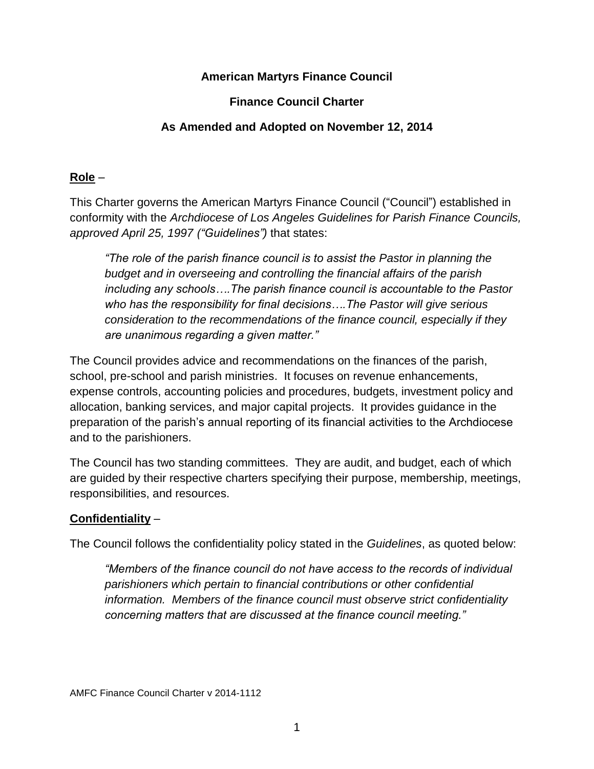**American Martyrs Finance Council**

**Finance Council Charter**

**As Amended and Adopted on November 12, 2014**

**Role** –

This Charter governs the American Martyrs Finance Council ("Council") established in conformity with the *Archdiocese of Los Angeles Guidelines for Parish Finance Councils, approved April 25, 1997 ("Guidelines")* that states:

> *"The role of the parish finance council is to assist the Pastor in planning the budget and in overseeing and controlling the financial affairs of the parish including any schools….The parish finance council is accountable to the Pastor who has the responsibility for final decisions….The Pastor will give serious consideration to the recommendations of the finance council, especially if they are unanimous regarding a given matter."*

The Council provides advice and recommendations on the finances of the parish, school, pre-school and parish ministries. It focuses on revenue enhancements, expense controls, accounting policies and procedures, budgets, investment policy and allocation, banking services, and major capital projects. It provides guidance in the preparation of the parish's annual reporting of its financial activities to the Archdiocese and to the parishioners.

The Council has two standing committees. They are audit, and budget, each of which are guided by their respective charters specifying their purpose, membership, meetings, responsibilities, and resources.

**Confidentiality** –

The Council follows the confidentiality policy stated in the *Guidelines*, as quoted below:

> *"Members of the finance council do not have access to the records of individual parishioners which pertain to financial contributions or other confidential information. Members of the finance council must observe strict confidentiality concerning matters that are discussed at the finance council meeting."*

AMFC Finance Council Charter v 2014-1112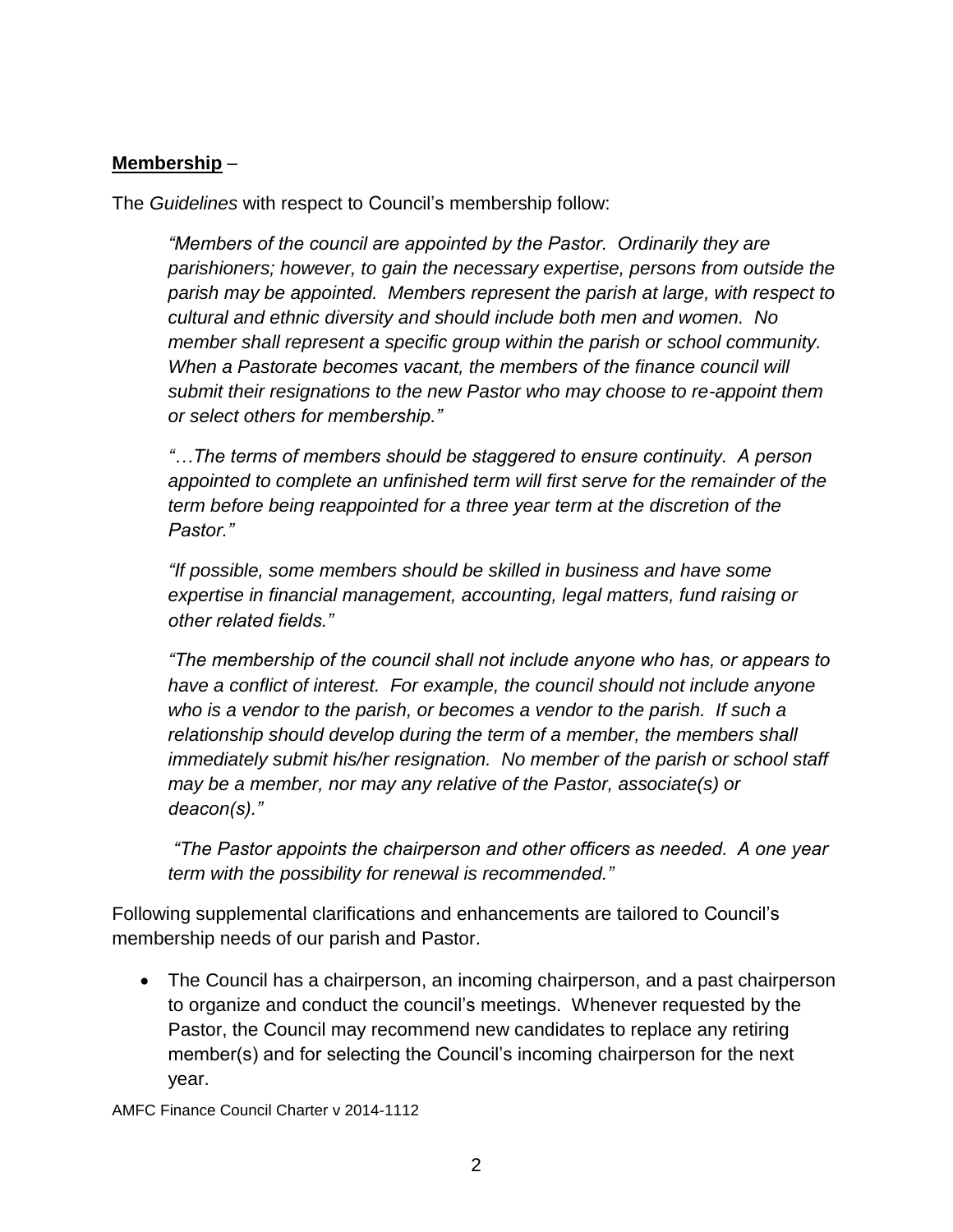**Membership** –

The *Guidelines* with respect to Council's membership follow:

> *"Members of the council are appointed by the Pastor. Ordinarily they are parishioners; however, to gain the necessary expertise, persons from outside the parish may be appointed. Members represent the parish at large, with respect to cultural and ethnic diversity and should include both men and women. No member shall represent a specific group within the parish or school community. When a Pastorate becomes vacant, the members of the finance council will submit their resignations to the new Pastor who may choose to re-appoint them or select others for membership."*
>
> *"…The terms of members should be staggered to ensure continuity. A person appointed to complete an unfinished term will first serve for the remainder of the term before being reappointed for a three year term at the discretion of the Pastor."*
>
> *"If possible, some members should be skilled in business and have some expertise in financial management, accounting, legal matters, fund raising or other related fields."*
>
> *"The membership of the council shall not include anyone who has, or appears to have a conflict of interest. For example, the council should not include anyone who is a vendor to the parish, or becomes a vendor to the parish. If such a relationship should develop during the term of a member, the members shall immediately submit his/her resignation. No member of the parish or school staff may be a member, nor may any relative of the Pastor, associate(s) or deacon(s)."*
>
> *"The Pastor appoints the chairperson and other officers as needed. A one year term with the possibility for renewal is recommended."*

Following supplemental clarifications and enhancements are tailored to Council's membership needs of our parish and Pastor.

- The Council has a chairperson, an incoming chairperson, and a past chairperson to organize and conduct the council's meetings. Whenever requested by the Pastor, the Council may recommend new candidates to replace any retiring member(s) and for selecting the Council's incoming chairperson for the next year.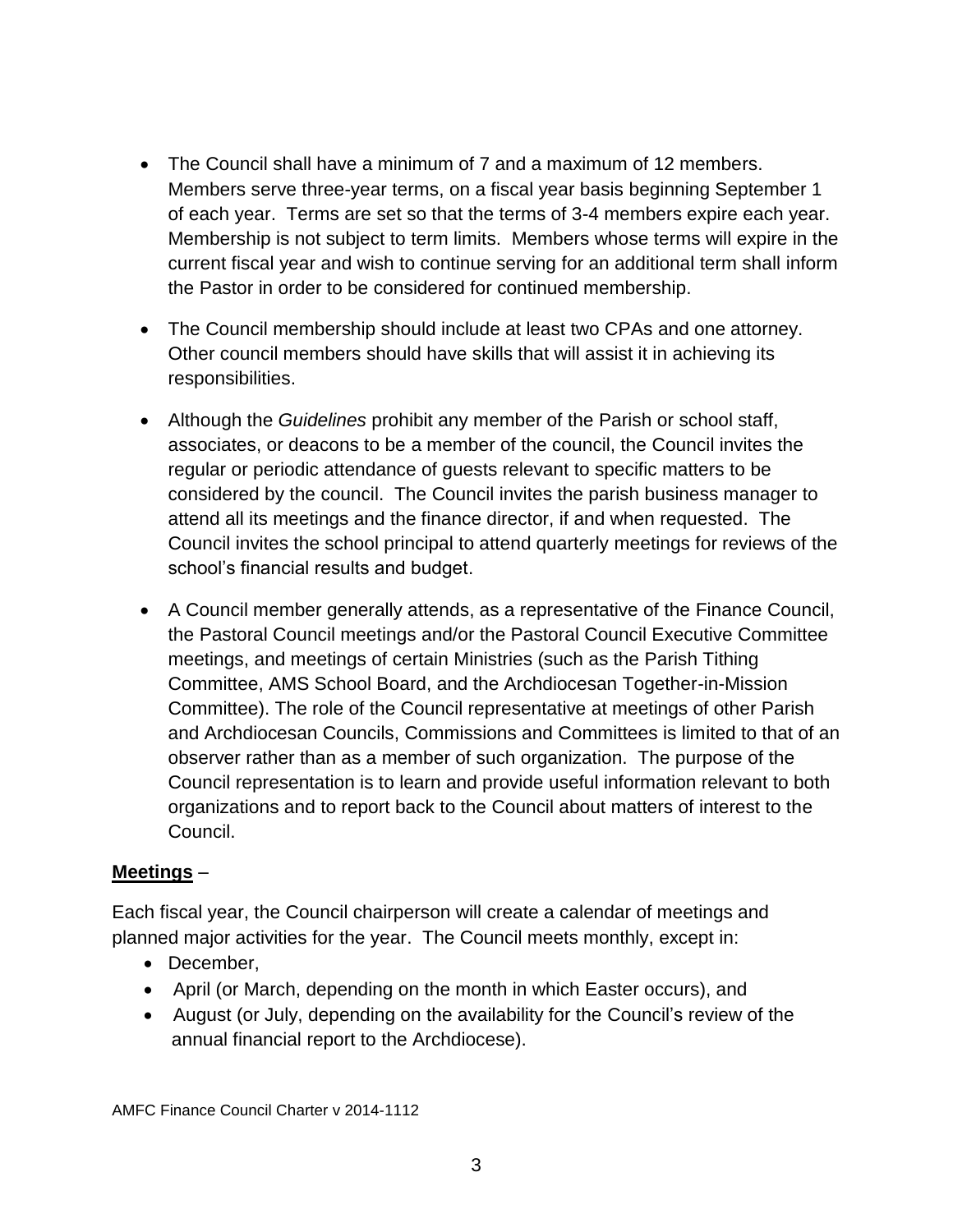- The Council shall have a minimum of 7 and a maximum of 12 members. Members serve three-year terms, on a fiscal year basis beginning September 1 of each year. Terms are set so that the terms of 3-4 members expire each year. Membership is not subject to term limits. Members whose terms will expire in the current fiscal year and wish to continue serving for an additional term shall inform the Pastor in order to be considered for continued membership.
- The Council membership should include at least two CPAs and one attorney. Other council members should have skills that will assist it in achieving its responsibilities.
- Although the *Guidelines* prohibit any member of the Parish or school staff, associates, or deacons to be a member of the council, the Council invites the regular or periodic attendance of guests relevant to specific matters to be considered by the council. The Council invites the parish business manager to attend all its meetings and the finance director, if and when requested. The Council invites the school principal to attend quarterly meetings for reviews of the school's financial results and budget.
- A Council member generally attends, as a representative of the Finance Council, the Pastoral Council meetings and/or the Pastoral Council Executive Committee meetings, and meetings of certain Ministries (such as the Parish Tithing Committee, AMS School Board, and the Archdiocesan Together-in-Mission Committee). The role of the Council representative at meetings of other Parish and Archdiocesan Councils, Commissions and Committees is limited to that of an observer rather than as a member of such organization. The purpose of the Council representation is to learn and provide useful information relevant to both organizations and to report back to the Council about matters of interest to the Council.

**Meetings** –

Each fiscal year, the Council chairperson will create a calendar of meetings and planned major activities for the year. The Council meets monthly, except in:

- December,
- April (or March, depending on the month in which Easter occurs), and
- August (or July, depending on the availability for the Council's review of the annual financial report to the Archdiocese).

AMFC Finance Council Charter v 2014-1112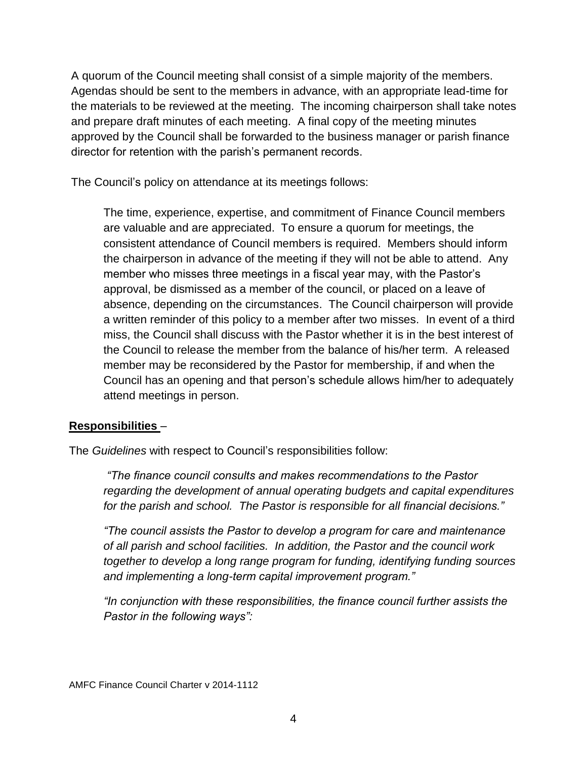A quorum of the Council meeting shall consist of a simple majority of the members. Agendas should be sent to the members in advance, with an appropriate lead-time for the materials to be reviewed at the meeting. The incoming chairperson shall take notes and prepare draft minutes of each meeting. A final copy of the meeting minutes approved by the Council shall be forwarded to the business manager or parish finance director for retention with the parish's permanent records.

The Council's policy on attendance at its meetings follows:

> The time, experience, expertise, and commitment of Finance Council members are valuable and are appreciated. To ensure a quorum for meetings, the consistent attendance of Council members is required. Members should inform the chairperson in advance of the meeting if they will not be able to attend. Any member who misses three meetings in a fiscal year may, with the Pastor's approval, be dismissed as a member of the council, or placed on a leave of absence, depending on the circumstances. The Council chairperson will provide a written reminder of this policy to a member after two misses. In event of a third miss, the Council shall discuss with the Pastor whether it is in the best interest of the Council to release the member from the balance of his/her term. A released member may be reconsidered by the Pastor for membership, if and when the Council has an opening and that person's schedule allows him/her to adequately attend meetings in person.

**Responsibilities** –

The *Guidelines* with respect to Council's responsibilities follow:

> *"The finance council consults and makes recommendations to the Pastor regarding the development of annual operating budgets and capital expenditures for the parish and school. The Pastor is responsible for all financial decisions."*
>
> *"The council assists the Pastor to develop a program for care and maintenance of all parish and school facilities. In addition, the Pastor and the council work together to develop a long range program for funding, identifying funding sources and implementing a long-term capital improvement program."*
>
> *"In conjunction with these responsibilities, the finance council further assists the Pastor in the following ways":*

AMFC Finance Council Charter v 2014-1112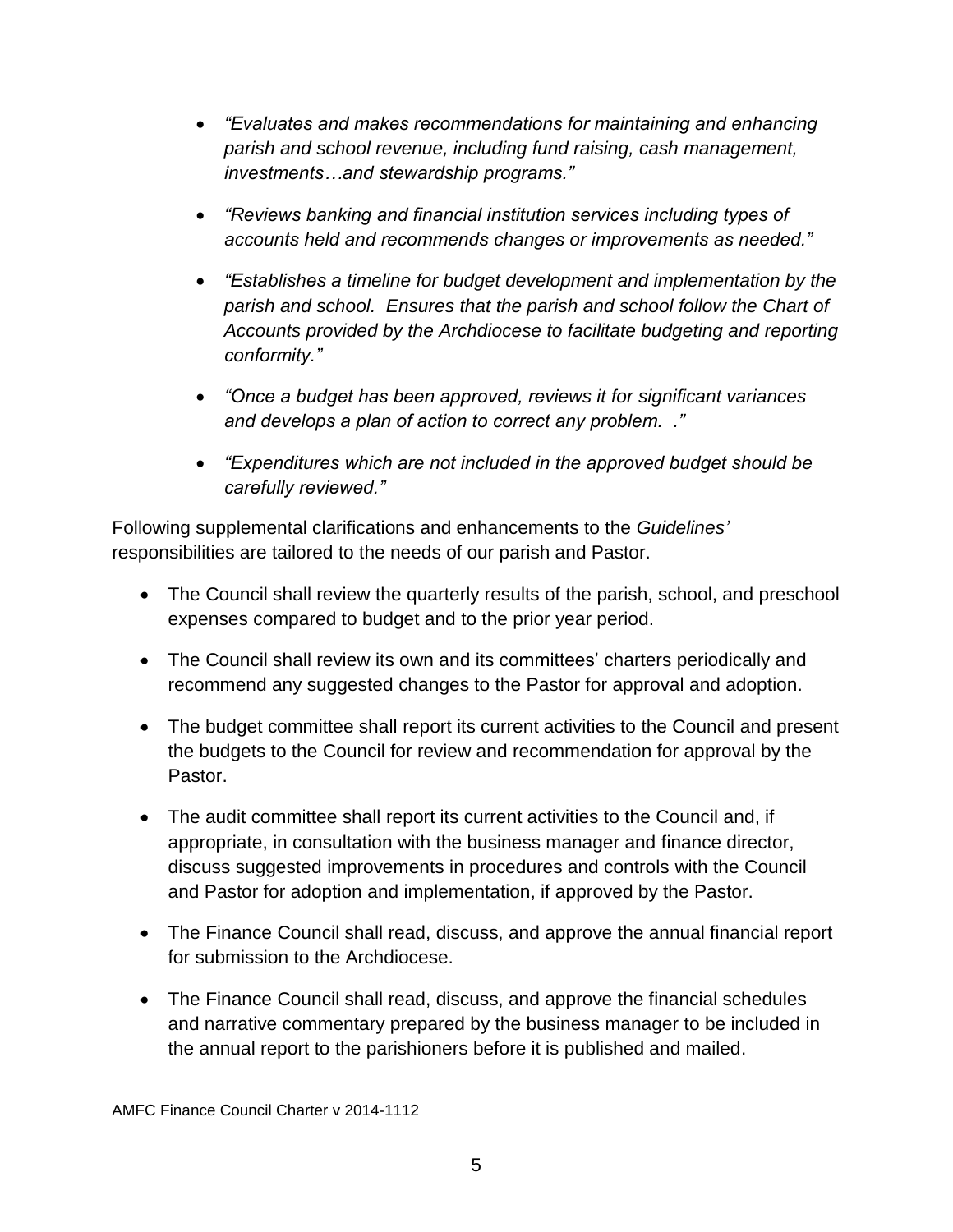- *"Evaluates and makes recommendations for maintaining and enhancing parish and school revenue, including fund raising, cash management, investments…and stewardship programs."*

- *"Reviews banking and financial institution services including types of accounts held and recommends changes or improvements as needed."*

- *"Establishes a timeline for budget development and implementation by the parish and school. Ensures that the parish and school follow the Chart of Accounts provided by the Archdiocese to facilitate budgeting and reporting conformity."*

- *"Once a budget has been approved, reviews it for significant variances and develops a plan of action to correct any problem. ."*

- *"Expenditures which are not included in the approved budget should be carefully reviewed."*

Following supplemental clarifications and enhancements to the *Guidelines'* responsibilities are tailored to the needs of our parish and Pastor.

- The Council shall review the quarterly results of the parish, school, and preschool expenses compared to budget and to the prior year period.

- The Council shall review its own and its committees' charters periodically and recommend any suggested changes to the Pastor for approval and adoption.

- The budget committee shall report its current activities to the Council and present the budgets to the Council for review and recommendation for approval by the Pastor.

- The audit committee shall report its current activities to the Council and, if appropriate, in consultation with the business manager and finance director, discuss suggested improvements in procedures and controls with the Council and Pastor for adoption and implementation, if approved by the Pastor.

- The Finance Council shall read, discuss, and approve the annual financial report for submission to the Archdiocese.

- The Finance Council shall read, discuss, and approve the financial schedules and narrative commentary prepared by the business manager to be included in the annual report to the parishioners before it is published and mailed.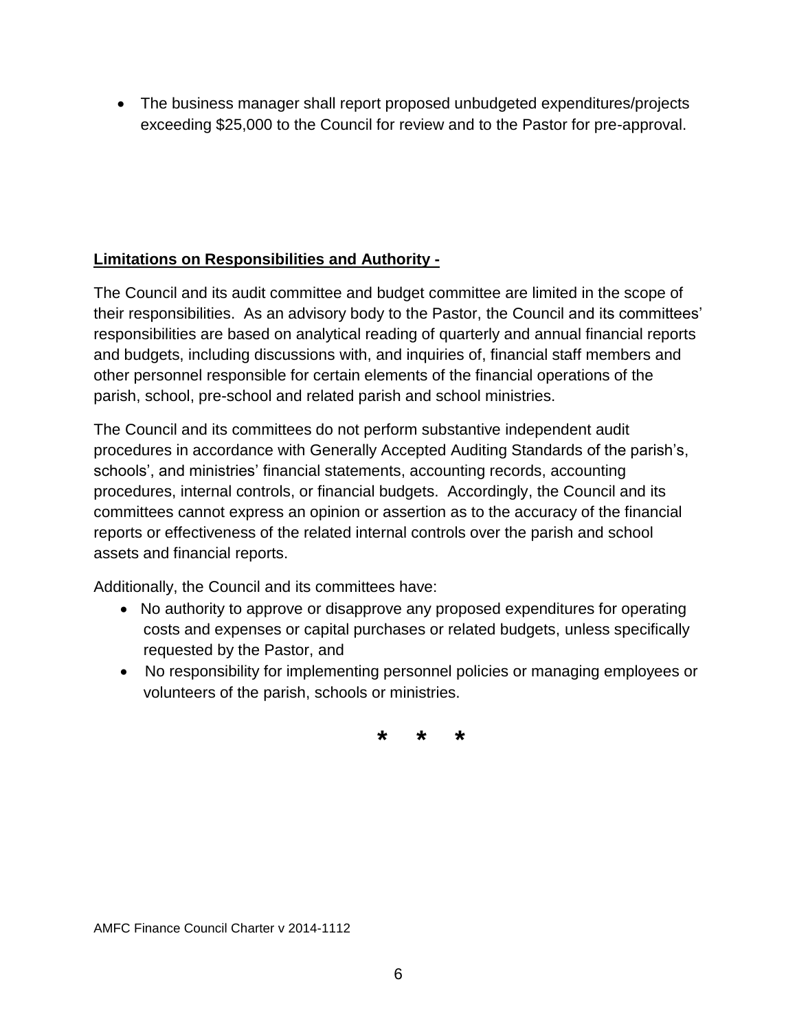- The business manager shall report proposed unbudgeted expenditures/projects exceeding $25,000 to the Council for review and to the Pastor for pre-approval.

**Limitations on Responsibilities and Authority -**

The Council and its audit committee and budget committee are limited in the scope of their responsibilities. As an advisory body to the Pastor, the Council and its committees' responsibilities are based on analytical reading of quarterly and annual financial reports and budgets, including discussions with, and inquiries of, financial staff members and other personnel responsible for certain elements of the financial operations of the parish, school, pre-school and related parish and school ministries.

The Council and its committees do not perform substantive independent audit procedures in accordance with Generally Accepted Auditing Standards of the parish's, schools', and ministries' financial statements, accounting records, accounting procedures, internal controls, or financial budgets. Accordingly, the Council and its committees cannot express an opinion or assertion as to the accuracy of the financial reports or effectiveness of the related internal controls over the parish and school assets and financial reports.

Additionally, the Council and its committees have:

- No authority to approve or disapprove any proposed expenditures for operating costs and expenses or capital purchases or related budgets, unless specifically requested by the Pastor, and
- No responsibility for implementing personnel policies or managing employees or volunteers of the parish, schools or ministries.

\* \* \*

AMFC Finance Council Charter v 2014-1112